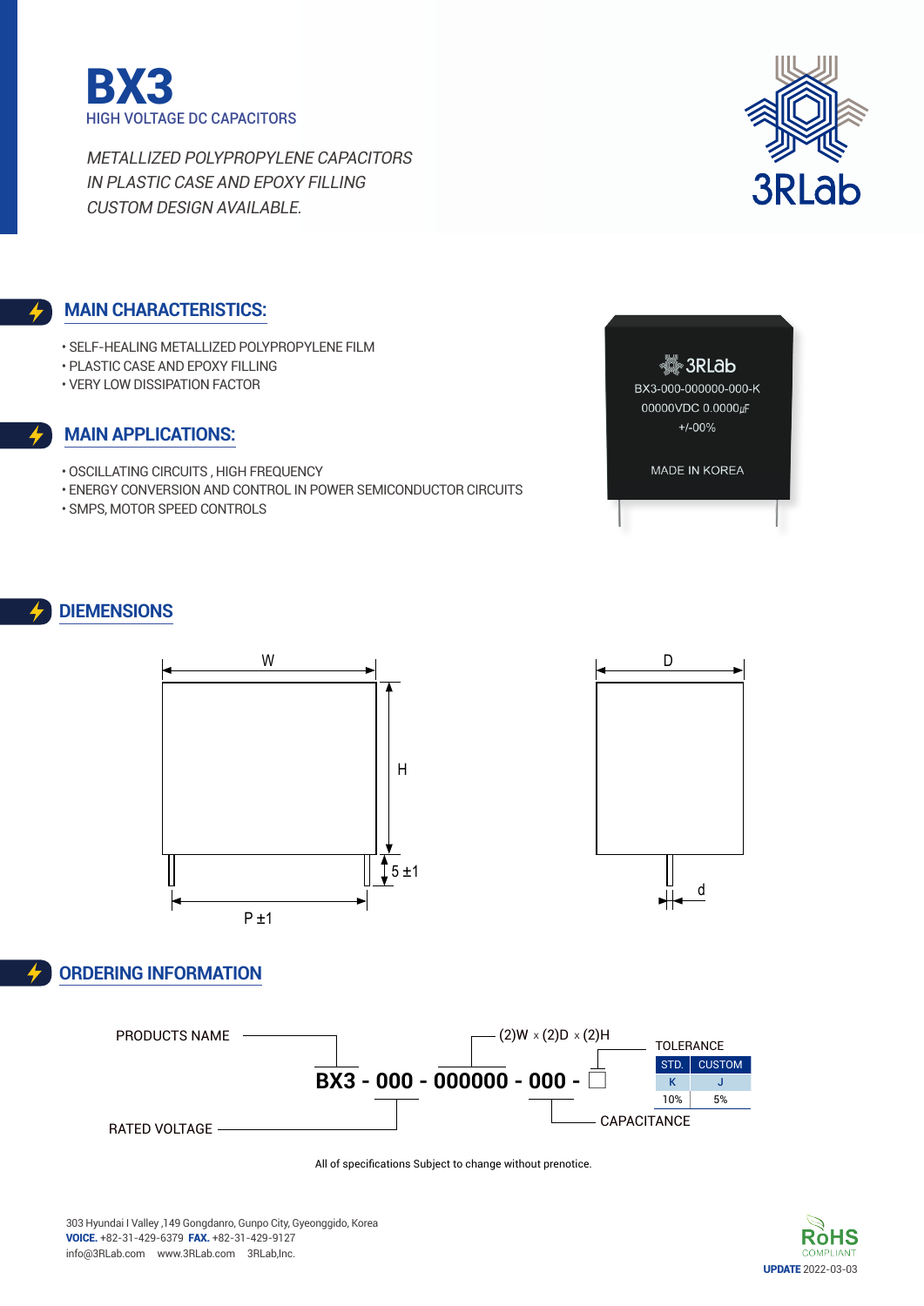# BX3

HIGH VOLTAGE DC CAPACITORS

*METALLIZED POLYPROPYLENE CAPACITORS*
*IN PLASTIC CASE AND EPOXY FILLING*
*CUSTOM DESIGN AVAILABLE.*

3RLab

## MAIN CHARACTERISTICS:

- SELF-HEALING METALLIZED POLYPROPYLENE FILM
- PLASTIC CASE AND EPOXY FILLING
- VERY LOW DISSIPATION FACTOR

## MAIN APPLICATIONS:

- OSCILLATING CIRCUITS , HIGH FREQUENCY
- ENERGY CONVERSION AND CONTROL IN POWER SEMICONDUCTOR CIRCUITS
- SMPS, MOTOR SPEED CONTROLS

3RLab
BX3-000-000000-000-K
00000VDC 0.0000㎌
+/-00%
MADE IN KOREA

## DIEMENSIONS

W, H, 5 ±1, P ±1, D, d

## ORDERING INFORMATION

**BX3 - 000 - 000000 - 000 - □**

- PRODUCTS NAME
- RATED VOLTAGE
- (2)W × (2)D × (2)H
- CAPACITANCE
- TOLERANCE

| STD. | CUSTOM |
|---|---|
| K | J |
| 10% | 5% |

All of specifications Subject to change without prenotice.

303 Hyundai I Valley ,149 Gongdanro, Gunpo City, Gyeonggido, Korea
**VOICE.** +82-31-429-6379 **FAX.** +82-31-429-9127
info@3RLab.com www.3RLab.com 3RLab,Inc.

RoHS COMPLIANT

**UPDATE** 2022-03-03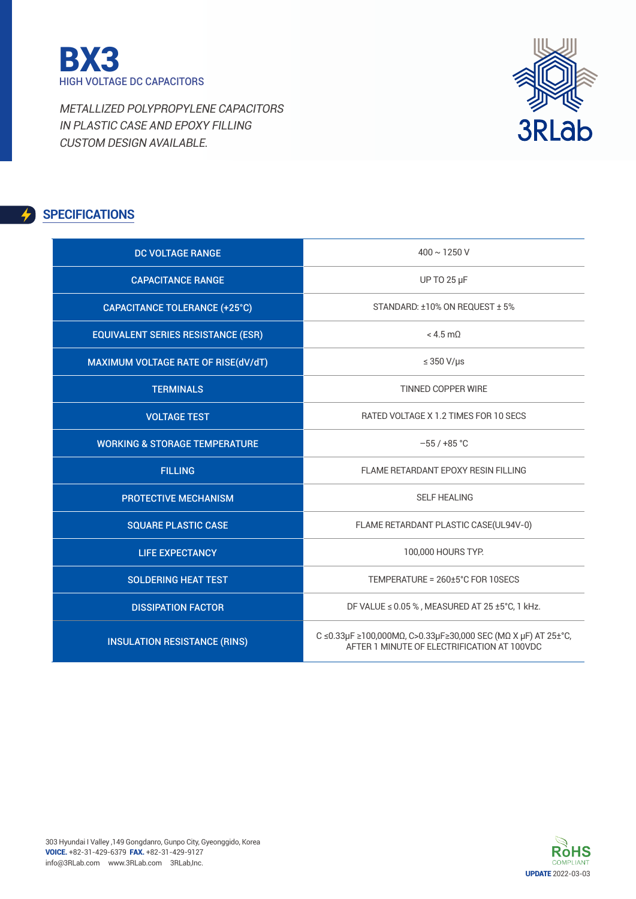# BX3

HIGH VOLTAGE DC CAPACITORS

*METALLIZED POLYPROPYLENE CAPACITORS*
*IN PLASTIC CASE AND EPOXY FILLING*
*CUSTOM DESIGN AVAILABLE.*

## SPECIFICATIONS

| | |
|---|---|
| DC VOLTAGE RANGE | 400 ~ 1250 V |
| CAPACITANCE RANGE | UP TO 25 μF |
| CAPACITANCE TOLERANCE (+25°C) | STANDARD: ±10% ON REQUEST ± 5% |
| EQUIVALENT SERIES RESISTANCE (ESR) | < 4.5 mΩ |
| MAXIMUM VOLTAGE RATE OF RISE(dV/dT) | ≤ 350 V/μs |
| TERMINALS | TINNED COPPER WIRE |
| VOLTAGE TEST | RATED VOLTAGE X 1.2 TIMES FOR 10 SECS |
| WORKING & STORAGE TEMPERATURE | −55 / +85 °C |
| FILLING | FLAME RETARDANT EPOXY RESIN FILLING |
| PROTECTIVE MECHANISM | SELF HEALING |
| SQUARE PLASTIC CASE | FLAME RETARDANT PLASTIC CASE(UL94V-0) |
| LIFE EXPECTANCY | 100,000 HOURS TYP. |
| SOLDERING HEAT TEST | TEMPERATURE = 260±5°C FOR 10SECS |
| DISSIPATION FACTOR | DF VALUE ≤ 0.05 % , MEASURED AT 25 ±5°C, 1 kHz. |
| INSULATION RESISTANCE (RINS) | C ≤0.33μF ≥100,000MΩ, C>0.33μF≥30,000 SEC (MΩ X μF) AT 25±°C, AFTER 1 MINUTE OF ELECTRIFICATION AT 100VDC |

303 Hyundai I Valley ,149 Gongdanro, Gunpo City, Gyeonggido, Korea
**VOICE.** +82-31-429-6379 **FAX.** +82-31-429-9127
info@3RLab.com www.3RLab.com 3RLab,Inc.

RoHS COMPLIANT

**UPDATE** 2022-03-03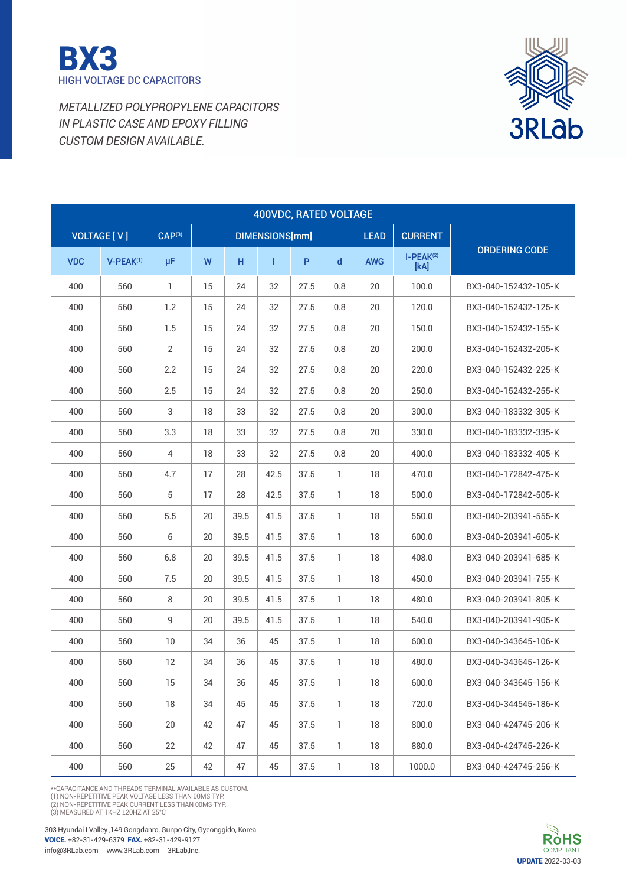# BX3

HIGH VOLTAGE DC CAPACITORS

*METALLIZED POLYPROPYLENE CAPACITORS*
*IN PLASTIC CASE AND EPOXY FILLING*
*CUSTOM DESIGN AVAILABLE.*

3RLab

| 400VDC, RATED VOLTAGE | | | | | | | | | | |
|---|---|---|---|---|---|---|---|---|---|---|
| VOLTAGE [ V ] | | CAP[3] | DIMENSIONS[mm] | | | | | LEAD | CURRENT | ORDERING CODE |
| VDC | V-PEAK[1] | μF | W | H | l | P | d | AWG | I-PEAK[2] [kA] | |
| 400 | 560 | 1 | 15 | 24 | 32 | 27.5 | 0.8 | 20 | 100.0 | BX3-040-152432-105-K |
| 400 | 560 | 1.2 | 15 | 24 | 32 | 27.5 | 0.8 | 20 | 120.0 | BX3-040-152432-125-K |
| 400 | 560 | 1.5 | 15 | 24 | 32 | 27.5 | 0.8 | 20 | 150.0 | BX3-040-152432-155-K |
| 400 | 560 | 2 | 15 | 24 | 32 | 27.5 | 0.8 | 20 | 200.0 | BX3-040-152432-205-K |
| 400 | 560 | 2.2 | 15 | 24 | 32 | 27.5 | 0.8 | 20 | 220.0 | BX3-040-152432-225-K |
| 400 | 560 | 2.5 | 15 | 24 | 32 | 27.5 | 0.8 | 20 | 250.0 | BX3-040-152432-255-K |
| 400 | 560 | 3 | 18 | 33 | 32 | 27.5 | 0.8 | 20 | 300.0 | BX3-040-183332-305-K |
| 400 | 560 | 3.3 | 18 | 33 | 32 | 27.5 | 0.8 | 20 | 330.0 | BX3-040-183332-335-K |
| 400 | 560 | 4 | 18 | 33 | 32 | 27.5 | 0.8 | 20 | 400.0 | BX3-040-183332-405-K |
| 400 | 560 | 4.7 | 17 | 28 | 42.5 | 37.5 | 1 | 18 | 470.0 | BX3-040-172842-475-K |
| 400 | 560 | 5 | 17 | 28 | 42.5 | 37.5 | 1 | 18 | 500.0 | BX3-040-172842-505-K |
| 400 | 560 | 5.5 | 20 | 39.5 | 41.5 | 37.5 | 1 | 18 | 550.0 | BX3-040-203941-555-K |
| 400 | 560 | 6 | 20 | 39.5 | 41.5 | 37.5 | 1 | 18 | 600.0 | BX3-040-203941-605-K |
| 400 | 560 | 6.8 | 20 | 39.5 | 41.5 | 37.5 | 1 | 18 | 408.0 | BX3-040-203941-685-K |
| 400 | 560 | 7.5 | 20 | 39.5 | 41.5 | 37.5 | 1 | 18 | 450.0 | BX3-040-203941-755-K |
| 400 | 560 | 8 | 20 | 39.5 | 41.5 | 37.5 | 1 | 18 | 480.0 | BX3-040-203941-805-K |
| 400 | 560 | 9 | 20 | 39.5 | 41.5 | 37.5 | 1 | 18 | 540.0 | BX3-040-203941-905-K |
| 400 | 560 | 10 | 34 | 36 | 45 | 37.5 | 1 | 18 | 600.0 | BX3-040-343645-106-K |
| 400 | 560 | 12 | 34 | 36 | 45 | 37.5 | 1 | 18 | 480.0 | BX3-040-343645-126-K |
| 400 | 560 | 15 | 34 | 36 | 45 | 37.5 | 1 | 18 | 600.0 | BX3-040-343645-156-K |
| 400 | 560 | 18 | 34 | 45 | 45 | 37.5 | 1 | 18 | 720.0 | BX3-040-344545-186-K |
| 400 | 560 | 20 | 42 | 47 | 45 | 37.5 | 1 | 18 | 800.0 | BX3-040-424745-206-K |
| 400 | 560 | 22 | 42 | 47 | 45 | 37.5 | 1 | 18 | 880.0 | BX3-040-424745-226-K |
| 400 | 560 | 25 | 42 | 47 | 45 | 37.5 | 1 | 18 | 1000.0 | BX3-040-424745-256-K |

**CAPACITANCE AND THREADS TERMINAL AVAILABLE AS CUSTOM.
(1) NON-REPETITIVE PEAK VOLTAGE LESS THAN 00MS TYP.
(2) NON-REPETITIVE PEAK CURRENT LESS THAN 00MS TYP.
(3) MEASURED AT 1KHZ ±20HZ AT 25°C

303 Hyundai I Valley ,149 Gongdanro, Gunpo City, Gyeonggido, Korea
**VOICE.** +82-31-429-6379 **FAX.** +82-31-429-9127
info@3RLab.com www.3RLab.com 3RLab,Inc.

RoHS COMPLIANT

**UPDATE** 2022-03-03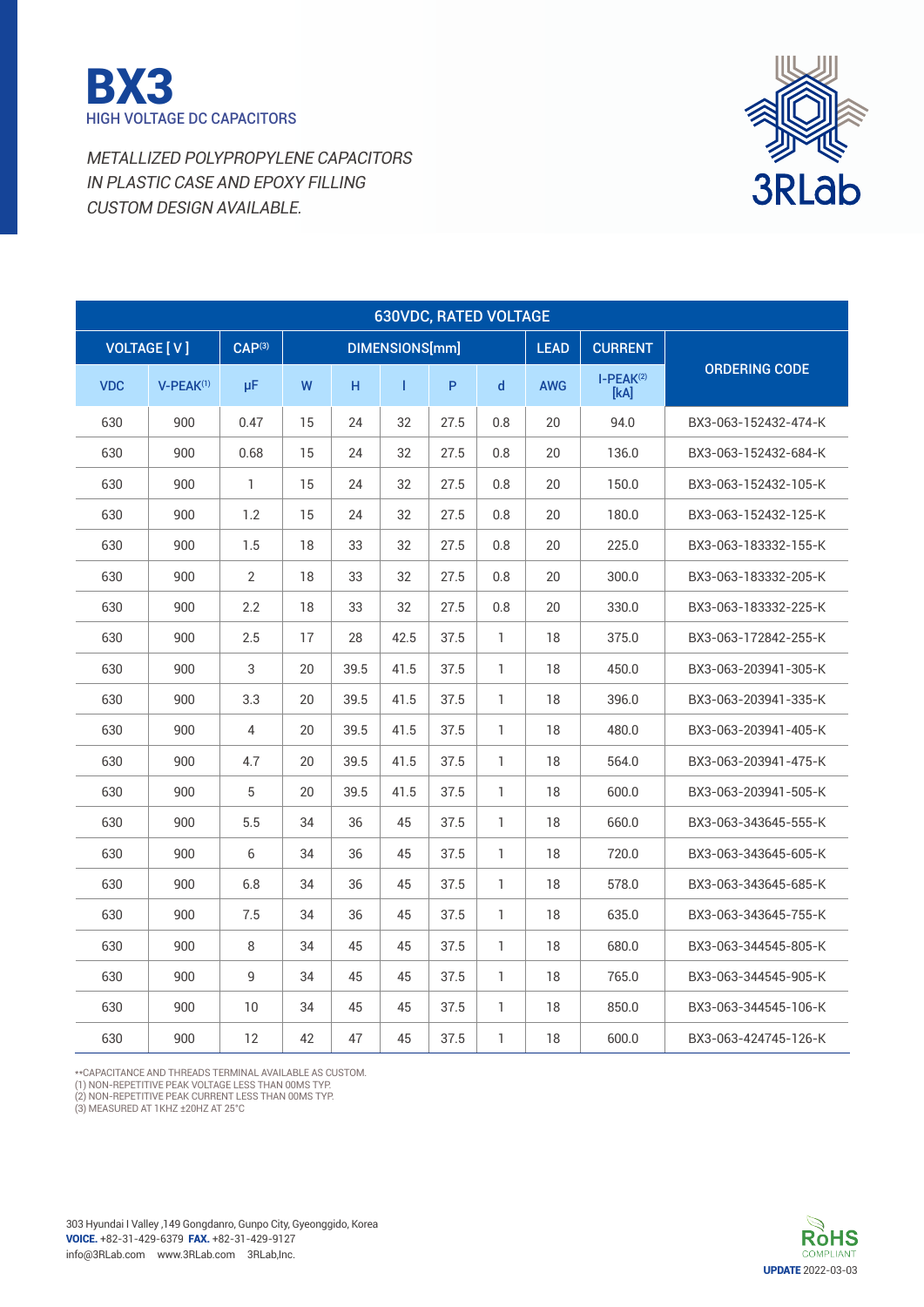# BX3

HIGH VOLTAGE DC CAPACITORS

*METALLIZED POLYPROPYLENE CAPACITORS*
*IN PLASTIC CASE AND EPOXY FILLING*
*CUSTOM DESIGN AVAILABLE.*

3RLab

| 630VDC, RATED VOLTAGE | | | | | | | | | | |
|---|---|---|---|---|---|---|---|---|---|---|
| VOLTAGE [ V ] | | CAP[3] | DIMENSIONS[mm] | | | | | LEAD | CURRENT | ORDERING CODE |
| VDC | V-PEAK[1] | μF | W | H | l | P | d | AWG | I-PEAK[2] [kA] | |
| 630 | 900 | 0.47 | 15 | 24 | 32 | 27.5 | 0.8 | 20 | 94.0 | BX3-063-152432-474-K |
| 630 | 900 | 0.68 | 15 | 24 | 32 | 27.5 | 0.8 | 20 | 136.0 | BX3-063-152432-684-K |
| 630 | 900 | 1 | 15 | 24 | 32 | 27.5 | 0.8 | 20 | 150.0 | BX3-063-152432-105-K |
| 630 | 900 | 1.2 | 15 | 24 | 32 | 27.5 | 0.8 | 20 | 180.0 | BX3-063-152432-125-K |
| 630 | 900 | 1.5 | 18 | 33 | 32 | 27.5 | 0.8 | 20 | 225.0 | BX3-063-183332-155-K |
| 630 | 900 | 2 | 18 | 33 | 32 | 27.5 | 0.8 | 20 | 300.0 | BX3-063-183332-205-K |
| 630 | 900 | 2.2 | 18 | 33 | 32 | 27.5 | 0.8 | 20 | 330.0 | BX3-063-183332-225-K |
| 630 | 900 | 2.5 | 17 | 28 | 42.5 | 37.5 | 1 | 18 | 375.0 | BX3-063-172842-255-K |
| 630 | 900 | 3 | 20 | 39.5 | 41.5 | 37.5 | 1 | 18 | 450.0 | BX3-063-203941-305-K |
| 630 | 900 | 3.3 | 20 | 39.5 | 41.5 | 37.5 | 1 | 18 | 396.0 | BX3-063-203941-335-K |
| 630 | 900 | 4 | 20 | 39.5 | 41.5 | 37.5 | 1 | 18 | 480.0 | BX3-063-203941-405-K |
| 630 | 900 | 4.7 | 20 | 39.5 | 41.5 | 37.5 | 1 | 18 | 564.0 | BX3-063-203941-475-K |
| 630 | 900 | 5 | 20 | 39.5 | 41.5 | 37.5 | 1 | 18 | 600.0 | BX3-063-203941-505-K |
| 630 | 900 | 5.5 | 34 | 36 | 45 | 37.5 | 1 | 18 | 660.0 | BX3-063-343645-555-K |
| 630 | 900 | 6 | 34 | 36 | 45 | 37.5 | 1 | 18 | 720.0 | BX3-063-343645-605-K |
| 630 | 900 | 6.8 | 34 | 36 | 45 | 37.5 | 1 | 18 | 578.0 | BX3-063-343645-685-K |
| 630 | 900 | 7.5 | 34 | 36 | 45 | 37.5 | 1 | 18 | 635.0 | BX3-063-343645-755-K |
| 630 | 900 | 8 | 34 | 45 | 45 | 37.5 | 1 | 18 | 680.0 | BX3-063-344545-805-K |
| 630 | 900 | 9 | 34 | 45 | 45 | 37.5 | 1 | 18 | 765.0 | BX3-063-344545-905-K |
| 630 | 900 | 10 | 34 | 45 | 45 | 37.5 | 1 | 18 | 850.0 | BX3-063-344545-106-K |
| 630 | 900 | 12 | 42 | 47 | 45 | 37.5 | 1 | 18 | 600.0 | BX3-063-424745-126-K |

**CAPACITANCE AND THREADS TERMINAL AVAILABLE AS CUSTOM.
(1) NON-REPETITIVE PEAK VOLTAGE LESS THAN 00MS TYP.
(2) NON-REPETITIVE PEAK CURRENT LESS THAN 00MS TYP.
(3) MEASURED AT 1KHZ ±20HZ AT 25°C

303 Hyundai I Valley ,149 Gongdanro, Gunpo City, Gyeonggido, Korea
**VOICE.** +82-31-429-6379 **FAX.** +82-31-429-9127
info@3RLab.com www.3RLab.com 3RLab,Inc.

RoHS COMPLIANT

**UPDATE** 2022-03-03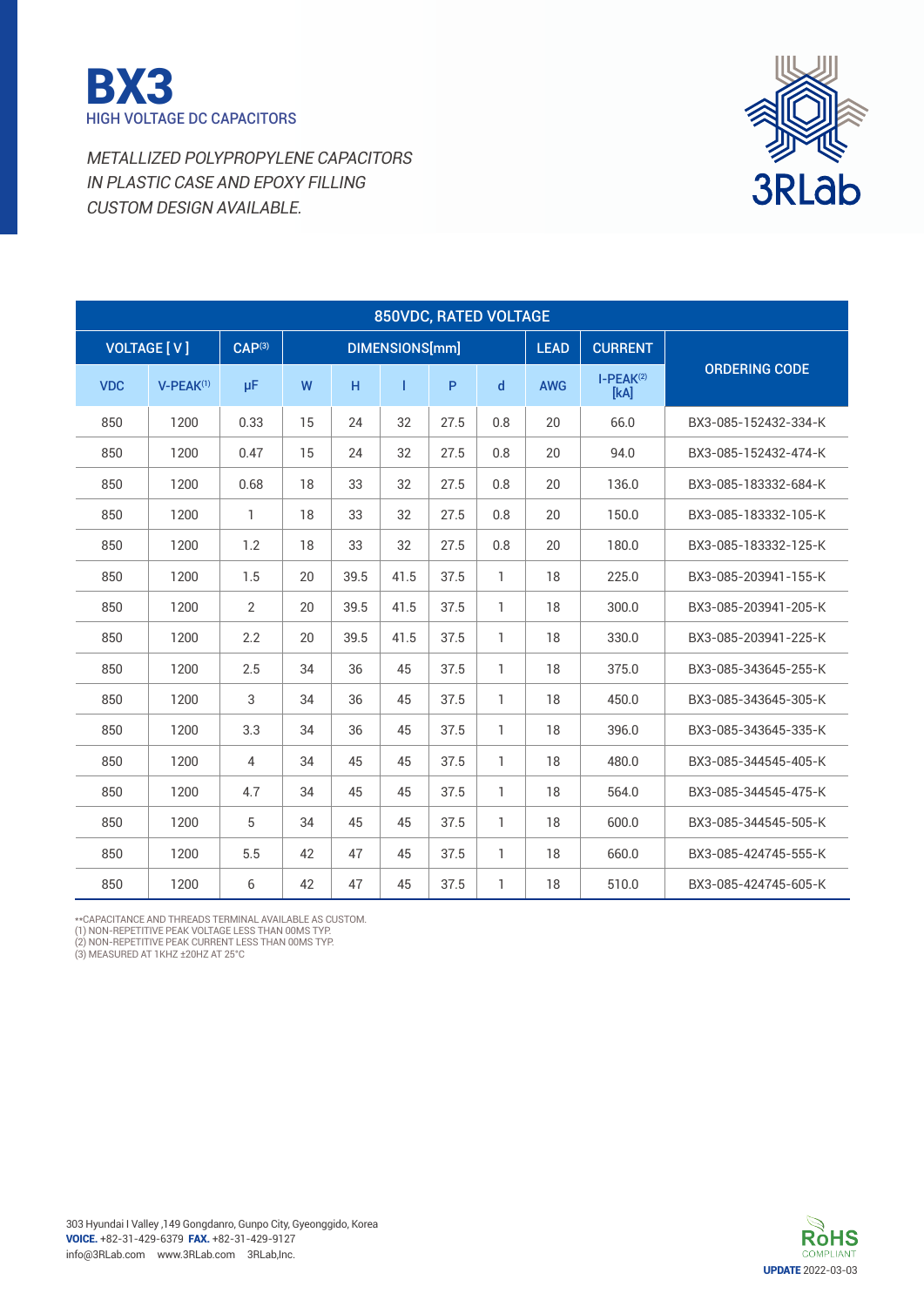# BX3

HIGH VOLTAGE DC CAPACITORS

*METALLIZED POLYPROPYLENE CAPACITORS*
*IN PLASTIC CASE AND EPOXY FILLING*
*CUSTOM DESIGN AVAILABLE.*

3RLab

| 850VDC, RATED VOLTAGE | | | | | | | | | | |
|---|---|---|---|---|---|---|---|---|---|---|
| VOLTAGE [ V ] | | CAP(3) | DIMENSIONS[mm] | | | | | LEAD | CURRENT | ORDERING CODE |
| VDC | V-PEAK(1) | µF | W | H | l | P | d | AWG | I-PEAK(2) [kA] | |
| 850 | 1200 | 0.33 | 15 | 24 | 32 | 27.5 | 0.8 | 20 | 66.0 | BX3-085-152432-334-K |
| 850 | 1200 | 0.47 | 15 | 24 | 32 | 27.5 | 0.8 | 20 | 94.0 | BX3-085-152432-474-K |
| 850 | 1200 | 0.68 | 18 | 33 | 32 | 27.5 | 0.8 | 20 | 136.0 | BX3-085-183332-684-K |
| 850 | 1200 | 1 | 18 | 33 | 32 | 27.5 | 0.8 | 20 | 150.0 | BX3-085-183332-105-K |
| 850 | 1200 | 1.2 | 18 | 33 | 32 | 27.5 | 0.8 | 20 | 180.0 | BX3-085-183332-125-K |
| 850 | 1200 | 1.5 | 20 | 39.5 | 41.5 | 37.5 | 1 | 18 | 225.0 | BX3-085-203941-155-K |
| 850 | 1200 | 2 | 20 | 39.5 | 41.5 | 37.5 | 1 | 18 | 300.0 | BX3-085-203941-205-K |
| 850 | 1200 | 2.2 | 20 | 39.5 | 41.5 | 37.5 | 1 | 18 | 330.0 | BX3-085-203941-225-K |
| 850 | 1200 | 2.5 | 34 | 36 | 45 | 37.5 | 1 | 18 | 375.0 | BX3-085-343645-255-K |
| 850 | 1200 | 3 | 34 | 36 | 45 | 37.5 | 1 | 18 | 450.0 | BX3-085-343645-305-K |
| 850 | 1200 | 3.3 | 34 | 36 | 45 | 37.5 | 1 | 18 | 396.0 | BX3-085-343645-335-K |
| 850 | 1200 | 4 | 34 | 45 | 45 | 37.5 | 1 | 18 | 480.0 | BX3-085-344545-405-K |
| 850 | 1200 | 4.7 | 34 | 45 | 45 | 37.5 | 1 | 18 | 564.0 | BX3-085-344545-475-K |
| 850 | 1200 | 5 | 34 | 45 | 45 | 37.5 | 1 | 18 | 600.0 | BX3-085-344545-505-K |
| 850 | 1200 | 5.5 | 42 | 47 | 45 | 37.5 | 1 | 18 | 660.0 | BX3-085-424745-555-K |
| 850 | 1200 | 6 | 42 | 47 | 45 | 37.5 | 1 | 18 | 510.0 | BX3-085-424745-605-K |

**CAPACITANCE AND THREADS TERMINAL AVAILABLE AS CUSTOM.
(1) NON-REPETITIVE PEAK VOLTAGE LESS THAN 00MS TYP.
(2) NON-REPETITIVE PEAK CURRENT LESS THAN 00MS TYP.
(3) MEASURED AT 1KHZ ±20HZ AT 25°C

303 Hyundai I Valley ,149 Gongdanro, Gunpo City, Gyeonggido, Korea
**VOICE.** +82-31-429-6379 **FAX.** +82-31-429-9127
info@3RLab.com www.3RLab.com 3RLab,Inc.

RoHS COMPLIANT

**UPDATE** 2022-03-03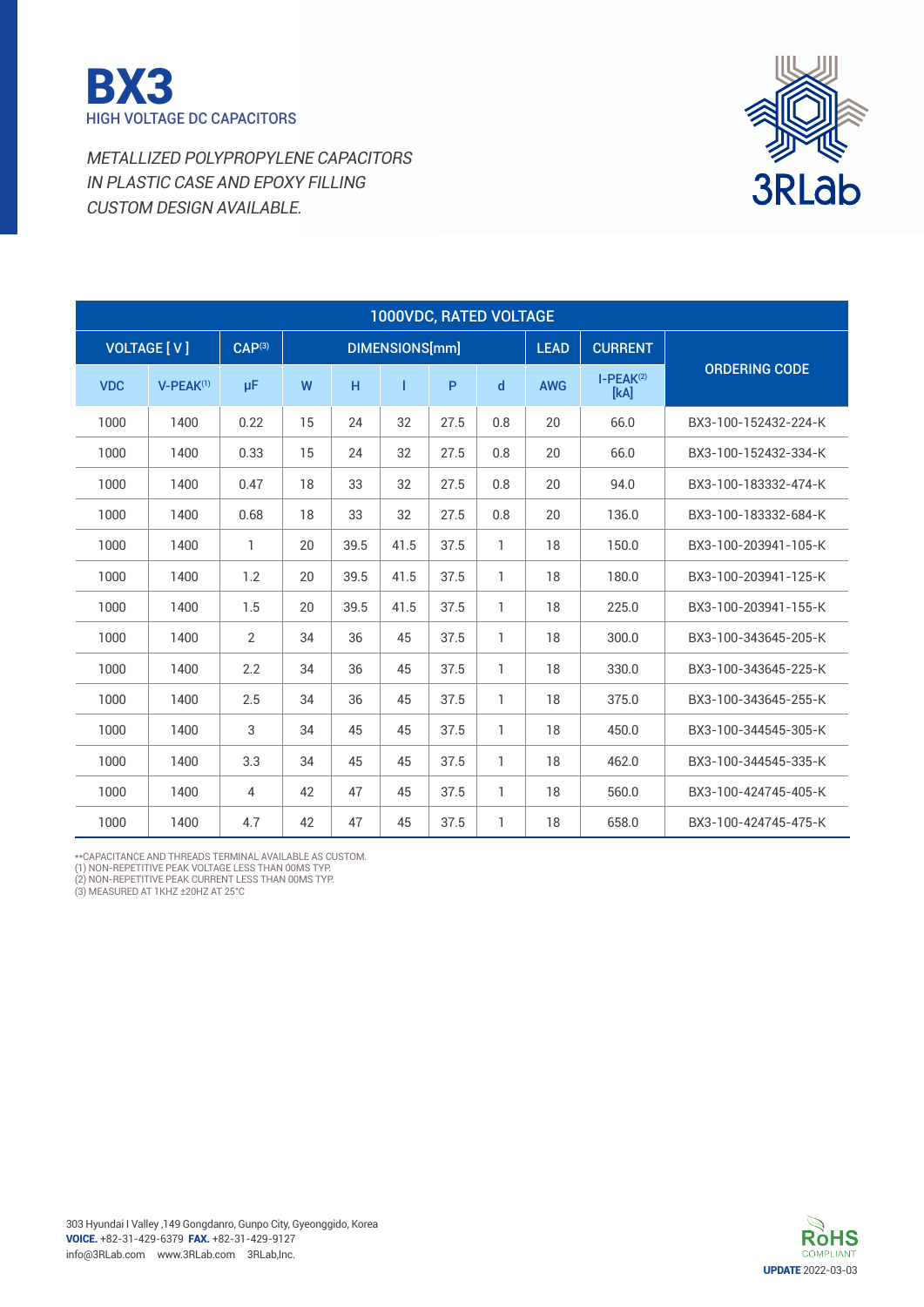# BX3

HIGH VOLTAGE DC CAPACITORS

*METALLIZED POLYPROPYLENE CAPACITORS*
*IN PLASTIC CASE AND EPOXY FILLING*
*CUSTOM DESIGN AVAILABLE.*

| 1000VDC, RATED VOLTAGE | | | | | | | | | | |
|---|---|---|---|---|---|---|---|---|---|---|
| VOLTAGE [ V ] | | CAP[3] | DIMENSIONS[mm] | | | | | LEAD | CURRENT | ORDERING CODE |
| VDC | V-PEAK[1] | μF | W | H | l | P | d | AWG | I-PEAK[2] [kA] | |
| 1000 | 1400 | 0.22 | 15 | 24 | 32 | 27.5 | 0.8 | 20 | 66.0 | BX3-100-152432-224-K |
| 1000 | 1400 | 0.33 | 15 | 24 | 32 | 27.5 | 0.8 | 20 | 66.0 | BX3-100-152432-334-K |
| 1000 | 1400 | 0.47 | 18 | 33 | 32 | 27.5 | 0.8 | 20 | 94.0 | BX3-100-183332-474-K |
| 1000 | 1400 | 0.68 | 18 | 33 | 32 | 27.5 | 0.8 | 20 | 136.0 | BX3-100-183332-684-K |
| 1000 | 1400 | 1 | 20 | 39.5 | 41.5 | 37.5 | 1 | 18 | 150.0 | BX3-100-203941-105-K |
| 1000 | 1400 | 1.2 | 20 | 39.5 | 41.5 | 37.5 | 1 | 18 | 180.0 | BX3-100-203941-125-K |
| 1000 | 1400 | 1.5 | 20 | 39.5 | 41.5 | 37.5 | 1 | 18 | 225.0 | BX3-100-203941-155-K |
| 1000 | 1400 | 2 | 34 | 36 | 45 | 37.5 | 1 | 18 | 300.0 | BX3-100-343645-205-K |
| 1000 | 1400 | 2.2 | 34 | 36 | 45 | 37.5 | 1 | 18 | 330.0 | BX3-100-343645-225-K |
| 1000 | 1400 | 2.5 | 34 | 36 | 45 | 37.5 | 1 | 18 | 375.0 | BX3-100-343645-255-K |
| 1000 | 1400 | 3 | 34 | 45 | 45 | 37.5 | 1 | 18 | 450.0 | BX3-100-344545-305-K |
| 1000 | 1400 | 3.3 | 34 | 45 | 45 | 37.5 | 1 | 18 | 462.0 | BX3-100-344545-335-K |
| 1000 | 1400 | 4 | 42 | 47 | 45 | 37.5 | 1 | 18 | 560.0 | BX3-100-424745-405-K |
| 1000 | 1400 | 4.7 | 42 | 47 | 45 | 37.5 | 1 | 18 | 658.0 | BX3-100-424745-475-K |

**CAPACITANCE AND THREADS TERMINAL AVAILABLE AS CUSTOM.
(1) NON-REPETITIVE PEAK VOLTAGE LESS THAN 00MS TYP.
(2) NON-REPETITIVE PEAK CURRENT LESS THAN 00MS TYP.
(3) MEASURED AT 1KHZ ±20HZ AT 25°C

303 Hyundai I Valley ,149 Gongdanro, Gunpo City, Gyeonggido, Korea
**VOICE.** +82-31-429-6379 **FAX.** +82-31-429-9127
info@3RLab.com www.3RLab.com 3RLab,Inc.

RoHS COMPLIANT

**UPDATE** 2022-03-03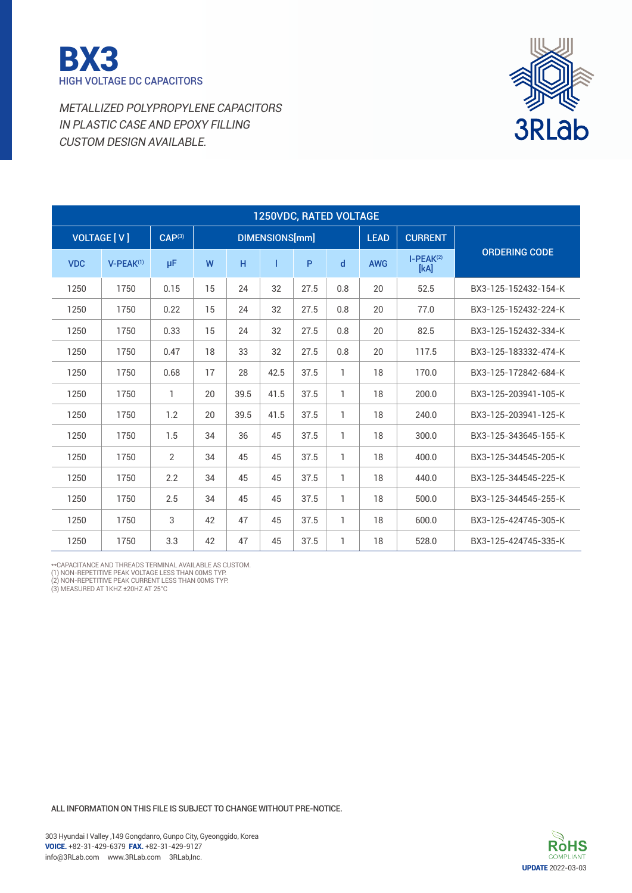# BX3

HIGH VOLTAGE DC CAPACITORS

*METALLIZED POLYPROPYLENE CAPACITORS*
*IN PLASTIC CASE AND EPOXY FILLING*
*CUSTOM DESIGN AVAILABLE.*

| 1250VDC, RATED VOLTAGE | | | | | | | | | | |
|---|---|---|---|---|---|---|---|---|---|---|
| VOLTAGE [ V ] | | CAP(3) | DIMENSIONS[mm] | | | | | LEAD | CURRENT | ORDERING CODE |
| VDC | V-PEAK(1) | µF | W | H | l | P | d | AWG | I-PEAK(2) [kA] | |
| 1250 | 1750 | 0.15 | 15 | 24 | 32 | 27.5 | 0.8 | 20 | 52.5 | BX3-125-152432-154-K |
| 1250 | 1750 | 0.22 | 15 | 24 | 32 | 27.5 | 0.8 | 20 | 77.0 | BX3-125-152432-224-K |
| 1250 | 1750 | 0.33 | 15 | 24 | 32 | 27.5 | 0.8 | 20 | 82.5 | BX3-125-152432-334-K |
| 1250 | 1750 | 0.47 | 18 | 33 | 32 | 27.5 | 0.8 | 20 | 117.5 | BX3-125-183332-474-K |
| 1250 | 1750 | 0.68 | 17 | 28 | 42.5 | 37.5 | 1 | 18 | 170.0 | BX3-125-172842-684-K |
| 1250 | 1750 | 1 | 20 | 39.5 | 41.5 | 37.5 | 1 | 18 | 200.0 | BX3-125-203941-105-K |
| 1250 | 1750 | 1.2 | 20 | 39.5 | 41.5 | 37.5 | 1 | 18 | 240.0 | BX3-125-203941-125-K |
| 1250 | 1750 | 1.5 | 34 | 36 | 45 | 37.5 | 1 | 18 | 300.0 | BX3-125-343645-155-K |
| 1250 | 1750 | 2 | 34 | 45 | 45 | 37.5 | 1 | 18 | 400.0 | BX3-125-344545-205-K |
| 1250 | 1750 | 2.2 | 34 | 45 | 45 | 37.5 | 1 | 18 | 440.0 | BX3-125-344545-225-K |
| 1250 | 1750 | 2.5 | 34 | 45 | 45 | 37.5 | 1 | 18 | 500.0 | BX3-125-344545-255-K |
| 1250 | 1750 | 3 | 42 | 47 | 45 | 37.5 | 1 | 18 | 600.0 | BX3-125-424745-305-K |
| 1250 | 1750 | 3.3 | 42 | 47 | 45 | 37.5 | 1 | 18 | 528.0 | BX3-125-424745-335-K |

**CAPACITANCE AND THREADS TERMINAL AVAILABLE AS CUSTOM.
(1) NON-REPETITIVE PEAK VOLTAGE LESS THAN 00MS TYP.
(2) NON-REPETITIVE PEAK CURRENT LESS THAN 00MS TYP.
(3) MEASURED AT 1KHZ ±20HZ AT 25°C

ALL INFORMATION ON THIS FILE IS SUBJECT TO CHANGE WITHOUT PRE-NOTICE.

303 Hyundai I Valley ,149 Gongdanro, Gunpo City, Gyeonggido, Korea
**VOICE.** +82-31-429-6379 **FAX.** +82-31-429-9127
info@3RLab.com www.3RLab.com 3RLab,Inc.

RoHS COMPLIANT

**UPDATE** 2022-03-03